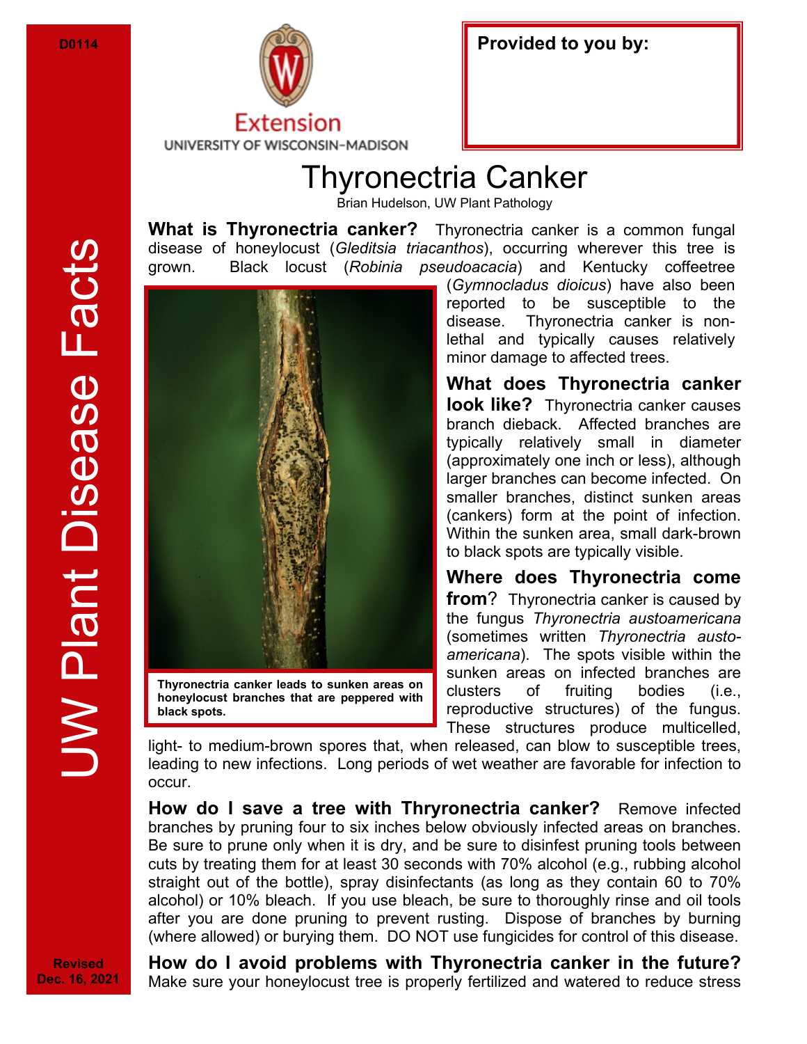D0114

UW Plant Disease Facts

Extension
UNIVERSITY OF WISCONSIN-MADISON

**Provided to you by:**

# Thyronectria Canker

Brian Hudelson, UW Plant Pathology

**What is Thyronectria canker?** Thyronectria canker is a common fungal disease of honeylocust (*Gleditsia triacanthos*), occurring wherever this tree is grown. Black locust (*Robinia pseudoacacia*) and Kentucky coffeetree (*Gymnocladus dioicus*) have also been reported to be susceptible to the disease. Thyronectria canker is non-lethal and typically causes relatively minor damage to affected trees.

**Thyronectria canker leads to sunken areas on honeylocust branches that are peppered with black spots.**

**What does Thyronectria canker look like?** Thyronectria canker causes branch dieback. Affected branches are typically relatively small in diameter (approximately one inch or less), although larger branches can become infected. On smaller branches, distinct sunken areas (cankers) form at the point of infection. Within the sunken area, small dark-brown to black spots are typically visible.

**Where does Thyronectria come from?** Thyronectria canker is caused by the fungus *Thyronectria austoamericana* (sometimes written *Thyronectria austo-americana*). The spots visible within the sunken areas on infected branches are clusters of fruiting bodies (i.e., reproductive structures) of the fungus. These structures produce multicelled, light- to medium-brown spores that, when released, can blow to susceptible trees, leading to new infections. Long periods of wet weather are favorable for infection to occur.

**How do I save a tree with Thryronectria canker?** Remove infected branches by pruning four to six inches below obviously infected areas on branches. Be sure to prune only when it is dry, and be sure to disinfest pruning tools between cuts by treating them for at least 30 seconds with 70% alcohol (e.g., rubbing alcohol straight out of the bottle), spray disinfectants (as long as they contain 60 to 70% alcohol) or 10% bleach. If you use bleach, be sure to thoroughly rinse and oil tools after you are done pruning to prevent rusting. Dispose of branches by burning (where allowed) or burying them. DO NOT use fungicides for control of this disease.

**How do I avoid problems with Thyronectria canker in the future?** Make sure your honeylocust tree is properly fertilized and watered to reduce stress

**Revised Dec. 16, 2021**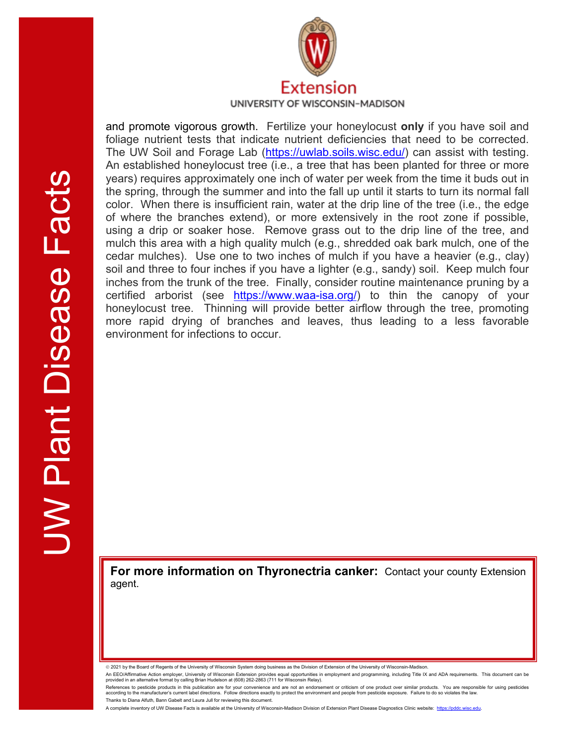and promote vigorous growth. Fertilize your honeylocust **only** if you have soil and foliage nutrient tests that indicate nutrient deficiencies that need to be corrected. The UW Soil and Forage Lab (https://uwlab.soils.wisc.edu/) can assist with testing. An established honeylocust tree (i.e., a tree that has been planted for three or more years) requires approximately one inch of water per week from the time it buds out in the spring, through the summer and into the fall up until it starts to turn its normal fall color. When there is insufficient rain, water at the drip line of the tree (i.e., the edge of where the branches extend), or more extensively in the root zone if possible, using a drip or soaker hose. Remove grass out to the drip line of the tree, and mulch this area with a high quality mulch (e.g., shredded oak bark mulch, one of the cedar mulches). Use one to two inches of mulch if you have a heavier (e.g., clay) soil and three to four inches if you have a lighter (e.g., sandy) soil. Keep mulch four inches from the trunk of the tree. Finally, consider routine maintenance pruning by a certified arborist (see https://www.waa-isa.org/) to thin the canopy of your honeylocust tree. Thinning will provide better airflow through the tree, promoting more rapid drying of branches and leaves, thus leading to a less favorable environment for infections to occur.

**For more information on Thyronectria canker:** Contact your county Extension agent.

© 2021 by the Board of Regents of the University of Wisconsin System doing business as the Division of Extension of the University of Wisconsin-Madison.

An EEO/Affirmative Action employer, University of Wisconsin Extension provides equal opportunities in employment and programming, including Title IX and ADA requirements. This document can be provided in an alternative format by calling Brian Hudelson at (608) 262-2863 (711 for Wisconsin Relay).

References to pesticide products in this publication are for your convenience and are not an endorsement or criticism of one product over similar products. You are responsible for using pesticides according to the manufacturer's current label directions. Follow directions exactly to protect the environment and people from pesticide exposure. Failure to do so violates the law.

Thanks to Diana Alfuth, Bann Gabelt and Laura Jull for reviewing this document.

A complete inventory of UW Disease Facts is available at the University of Wisconsin-Madison Division of Extension Plant Disease Diagnostics Clinic website: https://pddc.wisc.edu.